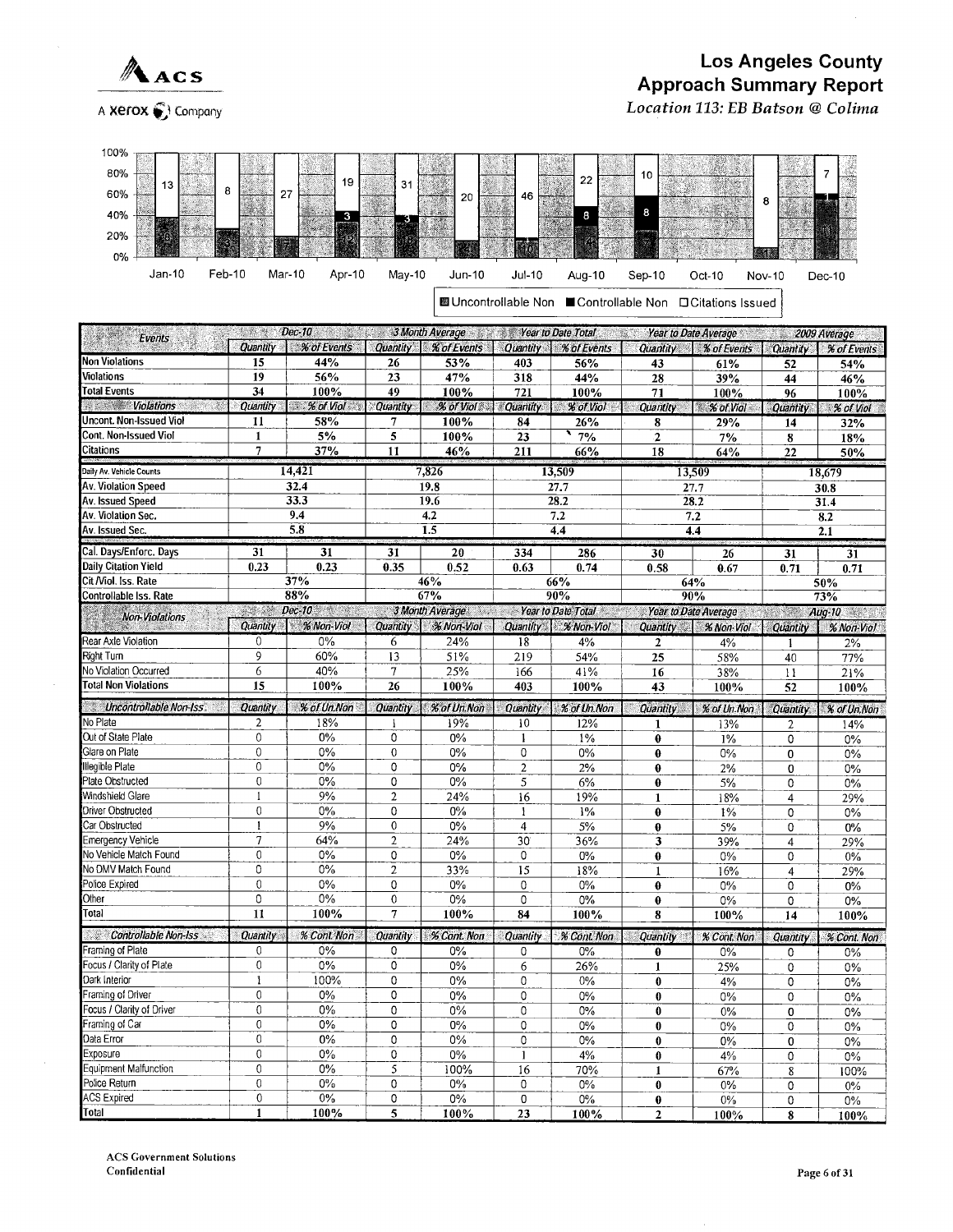# Los Angeles County Approach Summary Report

*Location 113: EB Batson @ Colima*

| Events | Dec-10 | | 3 Month Average | | Year to Date Total | | Year to Date Average | | 2009 Average | |
|---|---|---|---|---|---|---|---|---|---|---|
| | Quantity | % of Events | Quantity | % of Events | Quantity | % of Events | Quantity | % of Events | Quantity | % of Events |
| Non Violations | 15 | 44% | 26 | 53% | 403 | 56% | 43 | 61% | 52 | 54% |
| Violations | 19 | 56% | 23 | 47% | 318 | 44% | 28 | 39% | 44 | 46% |
| Total Events | 34 | 100% | 49 | 100% | 721 | 100% | 71 | 100% | 96 | 100% |
| **Violations** | Quantity | % of Viol | Quantity | % of Viol | Quantity | % of Viol | Quantity | % of Viol | Quantity | % of Viol |
| Uncont. Non-Issued Viol | 11 | 58% | 7 | 100% | 84 | 26% | 8 | 29% | 14 | 32% |
| Cont. Non-Issued Viol | 1 | 5% | 5 | 100% | 23 | 7% | 2 | 7% | 8 | 18% |
| Citations | 7 | 37% | 11 | 46% | 211 | 66% | 18 | 64% | 22 | 50% |
| Daily Av. Vehicle Counts | 14,421 | | 7,826 | | 13,509 | | 13,509 | | 18,679 | |
| Av. Violation Speed | 32.4 | | 19.8 | | 27.7 | | 27.7 | | 30.8 | |
| Av. Issued Speed | 33.3 | | 19.6 | | 28.2 | | 28.2 | | 31.4 | |
| Av. Violation Sec. | 9.4 | | 4.2 | | 7.2 | | 7.2 | | 8.2 | |
| Av. Issued Sec. | 5.8 | | 1.5 | | 4.4 | | 4.4 | | 2.1 | |
| Cal. Days/Enforc. Days | 31 | 31 | 31 | 20 | 334 | 286 | 30 | 26 | 31 | 31 |
| Daily Citation Yield | 0.23 | 0.23 | 0.35 | 0.52 | 0.63 | 0.74 | 0.58 | 0.67 | 0.71 | 0.71 |
| Cit./Viol. Iss. Rate | 37% | | 46% | | 66% | | 64% | | 50% | |
| Controllable Iss. Rate | 88% | | 67% | | 90% | | 90% | | 73% | |

| Non-Violations | Dec-10 | | 3 Month Average | | Year to Date Total | | Year to Date Average | | Aug-10 | |
|---|---|---|---|---|---|---|---|---|---|---|
| | Quantity | % Non-Viol | Quantity | % Non-Viol | Quantity | % Non-Viol | Quantity | % Non-Viol | Quantity | % Non-Viol |
| Rear Axle Violation | 0 | 0% | 6 | 24% | 18 | 4% | 2 | 4% | 1 | 2% |
| Right Turn | 9 | 60% | 13 | 51% | 219 | 54% | 25 | 58% | 40 | 77% |
| No Violation Occurred | 6 | 40% | 7 | 25% | 166 | 41% | 16 | 38% | 11 | 21% |
| Total Non Violations | 15 | 100% | 26 | 100% | 403 | 100% | 43 | 100% | 52 | 100% |
| **Uncontrollable Non-Iss.** | Quantity | % of Un.Non | Quantity | % of Un.Non | Quantity | % of Un.Non | Quantity | % of Un.Non | Quantity | % of Un.Non |
| No Plate | 2 | 18% | 1 | 19% | 10 | 12% | 1 | 13% | 2 | 14% |
| Out of State Plate | 0 | 0% | 0 | 0% | 1 | 1% | 0 | 1% | 0 | 0% |
| Glare on Plate | 0 | 0% | 0 | 0% | 0 | 0% | 0 | 0% | 0 | 0% |
| Illegible Plate | 0 | 0% | 0 | 0% | 2 | 2% | 0 | 2% | 0 | 0% |
| Plate Obstructed | 0 | 0% | 0 | 0% | 5 | 6% | 0 | 5% | 0 | 0% |
| Windshield Glare | 1 | 9% | 2 | 24% | 16 | 19% | 1 | 18% | 4 | 29% |
| Driver Obstructed | 0 | 0% | 0 | 0% | 1 | 1% | 0 | 1% | 0 | 0% |
| Car Obstructed | 1 | 9% | 0 | 0% | 4 | 5% | 0 | 5% | 0 | 0% |
| Emergency Vehicle | 7 | 64% | 2 | 24% | 30 | 36% | 3 | 39% | 4 | 29% |
| No Vehicle Match Found | 0 | 0% | 0 | 0% | 0 | 0% | 0 | 0% | 0 | 0% |
| No DMV Match Found | 0 | 0% | 2 | 33% | 15 | 18% | 1 | 16% | 4 | 29% |
| Police Expired | 0 | 0% | 0 | 0% | 0 | 0% | 0 | 0% | 0 | 0% |
| Other | 0 | 0% | 0 | 0% | 0 | 0% | 0 | 0% | 0 | 0% |
| Total | 11 | 100% | 7 | 100% | 84 | 100% | 8 | 100% | 14 | 100% |
| **Controllable Non-Iss** | Quantity | % Cont. Non | Quantity | % Cont. Non | Quantity | % Cont. Non | Quantity | % Cont. Non | Quantity | % Cont. Non |
| Framing of Plate | 0 | 0% | 0 | 0% | 0 | 0% | 0 | 0% | 0 | 0% |
| Focus / Clarity of Plate | 0 | 0% | 0 | 0% | 6 | 26% | 1 | 25% | 0 | 0% |
| Dark Interior | 1 | 100% | 0 | 0% | 0 | 0% | 0 | 4% | 0 | 0% |
| Framing of Driver | 0 | 0% | 0 | 0% | 0 | 0% | 0 | 0% | 0 | 0% |
| Focus / Clarity of Driver | 0 | 0% | 0 | 0% | 0 | 0% | 0 | 0% | 0 | 0% |
| Framing of Car | 0 | 0% | 0 | 0% | 0 | 0% | 0 | 0% | 0 | 0% |
| Data Error | 0 | 0% | 0 | 0% | 0 | 0% | 0 | 0% | 0 | 0% |
| Exposure | 0 | 0% | 0 | 0% | 1 | 4% | 0 | 4% | 0 | 0% |
| Equipment Malfunction | 0 | 0% | 5 | 100% | 16 | 70% | 1 | 67% | 8 | 100% |
| Police Return | 0 | 0% | 0 | 0% | 0 | 0% | 0 | 0% | 0 | 0% |
| ACS Expired | 0 | 0% | 0 | 0% | 0 | 0% | 0 | 0% | 0 | 0% |
| Total | 1 | 100% | 5 | 100% | 23 | 100% | 2 | 100% | 8 | 100% |

ACS Government Solutions
Confidential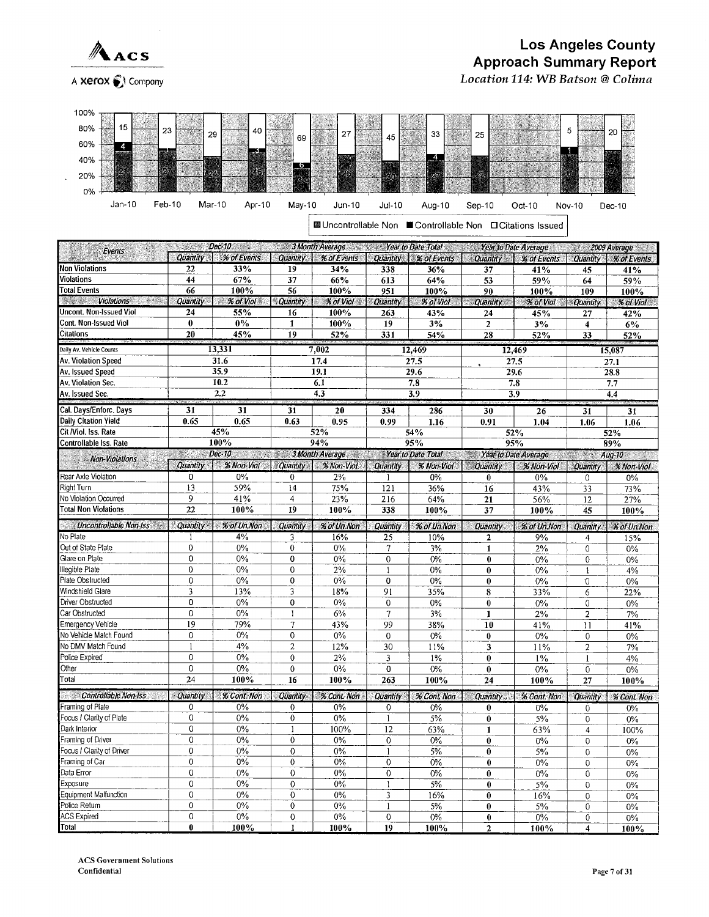# Los Angeles County
## Approach Summary Report
*Location 114: WB Batson @ Colima*

| | Jan-10 | Feb-10 | Mar-10 | Apr-10 | May-10 | Jun-10 | Jul-10 | Aug-10 | Sep-10 | Oct-10 | Nov-10 | Dec-10 |
|---|---|---|---|---|---|---|---|---|---|---|---|---|
| Citations Issued | 15 | 23 | 29 | 40 | 69 | 27 | 45 | 33 | 25 | | 5 | 20 |
| Controllable Non | 4 | 1 | | 3 | 6 | | | 4 | | | 1 | |
| Uncontrollable Non | 21 | 27 | 24 | 45 | 25 | 25 | 30 | 27 | 12 | | 6 | 24 |

▩ Uncontrollable Non ■ Controllable Non □ Citations Issued

| Events | Dec-10 | | 3 Month Average | | Year to Date Total | | Year to Date Average | | 2009 Average | |
|---|---|---|---|---|---|---|---|---|---|---|
| | Quantity | % of Events | Quantity | % of Events | Quantity | % of Events | Quantity | % of Events | Quantity | % of Events |
| Non Violations | 22 | 33% | 19 | 34% | 338 | 36% | 37 | 41% | 45 | 41% |
| Violations | 44 | 67% | 37 | 66% | 613 | 64% | 53 | 59% | 64 | 59% |
| Total Events | 66 | 100% | 56 | 100% | 951 | 100% | 90 | 100% | 109 | 100% |
| **Violations** | Quantity | % of Viol | Quantity | % of Viol | Quantity | % of Viol | Quantity | % of Viol | Quantity | % of Viol |
| Uncont. Non-Issued Viol | 24 | 55% | 16 | 100% | 263 | 43% | 24 | 45% | 27 | 42% |
| Cont. Non-Issued Viol | 0 | 0% | 1 | 100% | 19 | 3% | 2 | 3% | 4 | 6% |
| Citations | 20 | 45% | 19 | 52% | 331 | 54% | 28 | 52% | 33 | 52% |
| Daily Av. Vehicle Counts | 13,331 | | 7,002 | | 12,469 | | 12,469 | | 15,087 | |
| Av. Violation Speed | 31.6 | | 17.4 | | 27.5 | | 27.5 | | 27.1 | |
| Av. Issued Speed | 35.9 | | 19.1 | | 29.6 | | 29.6 | | 28.8 | |
| Av. Violation Sec. | 10.2 | | 6.1 | | 7.8 | | 7.8 | | 7.7 | |
| Av. Issued Sec. | 2.2 | | 4.3 | | 3.9 | | 3.9 | | 4.4 | |
| Cal. Days/Enforc. Days | 31 | 31 | 31 | 20 | 334 | 286 | 30 | 26 | 31 | 31 |
| Daily Citation Yield | 0.65 | 0.65 | 0.63 | 0.95 | 0.99 | 1.16 | 0.91 | 1.04 | 1.06 | 1.06 |
| Cit /Viol. Iss. Rate | 45% | | 52% | | 54% | | 52% | | 52% | |
| Controllable Iss. Rate | 100% | | 94% | | 95% | | 95% | | 89% | |

| Non-Violations | Dec-10 | | 3 Month Average | | Year to Date Total | | Year to Date Average | | Aug-10 | |
|---|---|---|---|---|---|---|---|---|---|---|
| | Quantity | % Non-Viol | Quantity | % Non-Viol | Quantity | % Non-Viol | Quantity | % Non-Viol | Quantity | % Non-Viol |
| Rear Axle Violation | 0 | 0% | 0 | 2% | 1 | 0% | 0 | 0% | 0 | 0% |
| Right Turn | 13 | 59% | 14 | 75% | 121 | 36% | 16 | 43% | 33 | 73% |
| No Violation Occurred | 9 | 41% | 4 | 23% | 216 | 64% | 21 | 56% | 12 | 27% |
| Total Non Violations | 22 | 100% | 19 | 100% | 338 | 100% | 37 | 100% | 45 | 100% |
| **Uncontrollable Non-Iss** | Quantity | % of Un.Non | Quantity | % of Un.Non | Quantity | % of Un.Non | Quantity | % of Un.Non | Quantity | % of Un.Non |
| No Plate | 1 | 4% | 3 | 16% | 25 | 10% | 2 | 9% | 4 | 15% |
| Out of State Plate | 0 | 0% | 0 | 0% | 7 | 3% | 1 | 2% | 0 | 0% |
| Glare on Plate | 0 | 0% | 0 | 0% | 0 | 0% | 0 | 0% | 0 | 0% |
| Illegible Plate | 0 | 0% | 0 | 2% | 1 | 0% | 0 | 0% | 1 | 4% |
| Plate Obstructed | 0 | 0% | 0 | 0% | 0 | 0% | 0 | 0% | 0 | 0% |
| Windshield Glare | 3 | 13% | 3 | 18% | 91 | 35% | 8 | 33% | 6 | 22% |
| Driver Obstructed | 0 | 0% | 0 | 0% | 0 | 0% | 0 | 0% | 0 | 0% |
| Car Obstructed | 0 | 0% | 1 | 6% | 7 | 3% | 1 | 2% | 2 | 7% |
| Emergency Vehicle | 19 | 79% | 7 | 43% | 99 | 38% | 10 | 41% | 11 | 41% |
| No Vehicle Match Found | 0 | 0% | 0 | 0% | 0 | 0% | 0 | 0% | 0 | 0% |
| No DMV Match Found | 1 | 4% | 2 | 12% | 30 | 11% | 3 | 11% | 2 | 7% |
| Police Expired | 0 | 0% | 0 | 2% | 3 | 1% | 0 | 1% | 1 | 4% |
| Other | 0 | 0% | 0 | 0% | 0 | 0% | 0 | 0% | 0 | 0% |
| Total | 24 | 100% | 16 | 100% | 263 | 100% | 24 | 100% | 27 | 100% |
| **Controllable Non-Iss** | Quantity | % Cont. Non | Quantity | % Cont. Non | Quantity | % Cont. Non | Quantity | % Cont. Non | Quantity | % Cont. Non |
| Framing of Plate | 0 | 0% | 0 | 0% | 0 | 0% | 0 | 0% | 0 | 0% |
| Focus / Clarity of Plate | 0 | 0% | 0 | 0% | 1 | 5% | 0 | 5% | 0 | 0% |
| Dark Interior | 0 | 0% | 1 | 100% | 12 | 63% | 1 | 63% | 4 | 100% |
| Framing of Driver | 0 | 0% | 0 | 0% | 0 | 0% | 0 | 0% | 0 | 0% |
| Focus / Clarity of Driver | 0 | 0% | 0 | 0% | 1 | 5% | 0 | 5% | 0 | 0% |
| Framing of Car | 0 | 0% | 0 | 0% | 0 | 0% | 0 | 0% | 0 | 0% |
| Data Error | 0 | 0% | 0 | 0% | 0 | 0% | 0 | 0% | 0 | 0% |
| Exposure | 0 | 0% | 0 | 0% | 1 | 5% | 0 | 5% | 0 | 0% |
| Equipment Malfunction | 0 | 0% | 0 | 0% | 3 | 16% | 0 | 16% | 0 | 0% |
| Police Return | 0 | 0% | 0 | 0% | 1 | 5% | 0 | 5% | 0 | 0% |
| ACS Expired | 0 | 0% | 0 | 0% | 0 | 0% | 0 | 0% | 0 | 0% |
| Total | 0 | 100% | 1 | 100% | 19 | 100% | 2 | 100% | 4 | 100% |

ACS Government Solutions
Confidential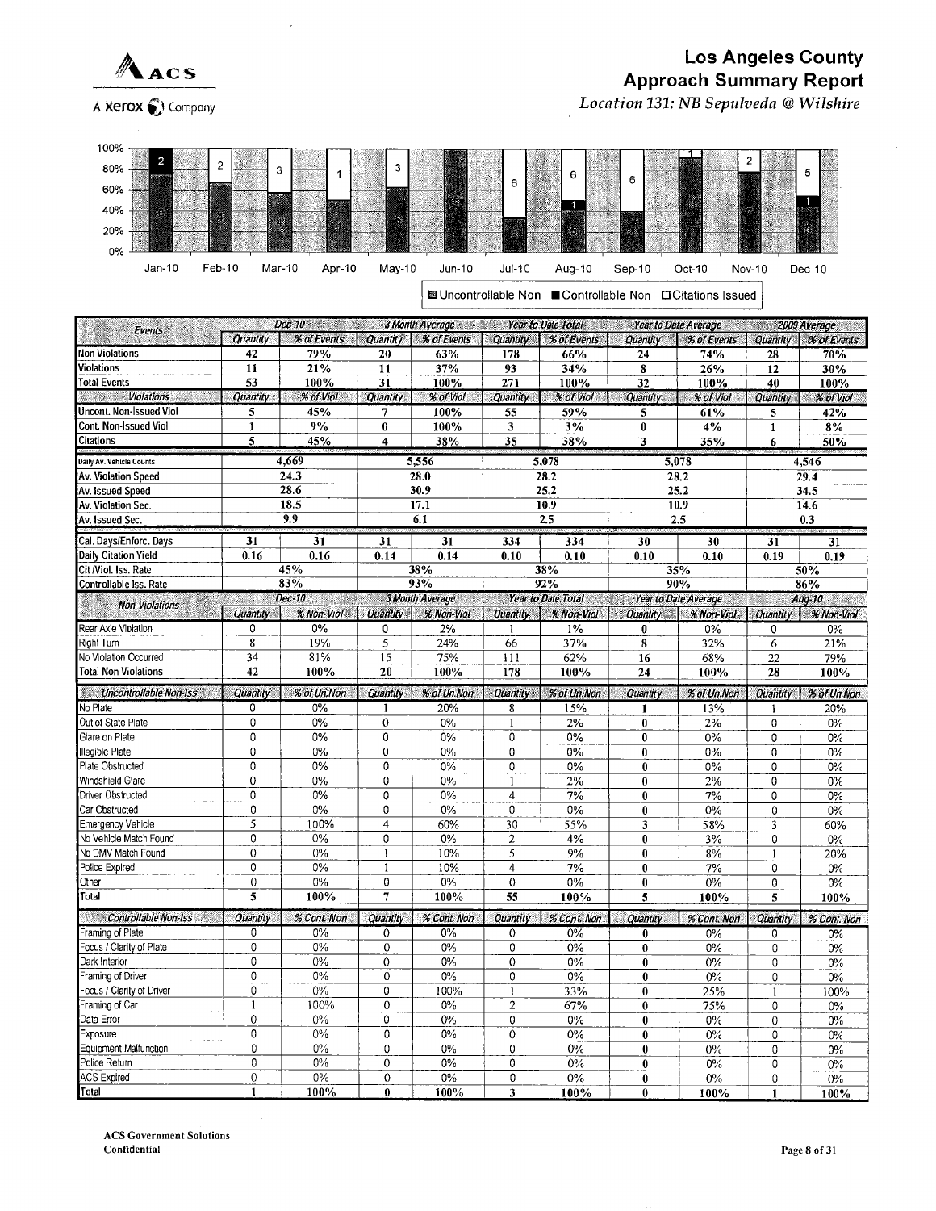ACS

A Xerox Company

# Los Angeles County
## Approach Summary Report
*Location 131: NB Sepulveda @ Wilshire*

| | Jan-10 | Feb-10 | Mar-10 | Apr-10 | May-10 | Jun-10 | Jul-10 | Aug-10 | Sep-10 | Oct-10 | Nov-10 | Dec-10 |
|---|---|---|---|---|---|---|---|---|---|---|---|---|
| Uncontrollable Non | 6 | 4 | 4 | 1 | 5 | | 3 | 6 | 4 | | 7 | 5 |
| Controllable Non | 2 | | | | | | | 1 | | | | 1 |
| Citations Issued | | 2 | 3 | 1 | 3 | | 6 | 6 | 6 | 1 | 2 | 5 |

■ Uncontrollable Non ■ Controllable Non □ Citations Issued

| Events | Dec-10 | | 3 Month Average | | Year to Date Total | | Year to Date Average | | 2009 Average | |
|---|---|---|---|---|---|---|---|---|---|---|
| | Quantity | % of Events | Quantity | % of Events | Quantity | % of Events | Quantity | % of Events | Quantity | % of Events |
| Non Violations | 42 | 79% | 20 | 63% | 178 | 66% | 24 | 74% | 28 | 70% |
| Violations | 11 | 21% | 11 | 37% | 93 | 34% | 8 | 26% | 12 | 30% |
| Total Events | 53 | 100% | 31 | 100% | 271 | 100% | 32 | 100% | 40 | 100% |
| **Violations** | Quantity | % of Viol | Quantity | % of Viol | Quantity | % of Viol | Quantity | % of Viol | Quantity | % of Viol |
| Uncont. Non-Issued Viol | 5 | 45% | 7 | 100% | 55 | 59% | 5 | 61% | 5 | 42% |
| Cont. Non-Issued Viol | 1 | 9% | 0 | 100% | 3 | 3% | 0 | 4% | 1 | 8% |
| Citations | 5 | 45% | 4 | 38% | 35 | 38% | 3 | 35% | 6 | 50% |
| Daily Av. Vehicle Counts | 4,669 | | 5,556 | | 5,078 | | 5,078 | | 4,546 | |
| Av. Violation Speed | 24.3 | | 28.0 | | 28.2 | | 28.2 | | 29.4 | |
| Av. Issued Speed | 28.6 | | 30.9 | | 25.2 | | 25.2 | | 34.5 | |
| Av. Violation Sec. | 18.5 | | 17.1 | | 10.9 | | 10.9 | | 14.6 | |
| Av. Issued Sec. | 9.9 | | 6.1 | | 2.5 | | 2.5 | | 0.3 | |
| Cal. Days/Enforc. Days | 31 | 31 | 31 | 31 | 334 | 334 | 30 | 30 | 31 | 31 |
| Daily Citation Yield | 0.16 | 0.16 | 0.14 | 0.14 | 0.10 | 0.10 | 0.10 | 0.10 | 0.19 | 0.19 |
| Cit./Viol. Iss. Rate | 45% | | 38% | | 38% | | 35% | | 50% | |
| Controllable Iss. Rate | 83% | | 93% | | 92% | | 90% | | 86% | |

| Non-Violations | Dec-10 | | 3 Month Average | | Year to Date Total | | Year to Date Average | | Aug-10 | |
|---|---|---|---|---|---|---|---|---|---|---|
| | Quantity | % Non-Viol | Quantity | % Non-Viol | Quantity | % Non-Viol | Quantity | % Non-Viol | Quantity | % Non-Viol |
| Rear Axle Violation | 0 | 0% | 0 | 2% | 1 | 1% | 0 | 0% | 0 | 0% |
| Right Turn | 8 | 19% | 5 | 24% | 66 | 37% | 8 | 32% | 6 | 21% |
| No Violation Occurred | 34 | 81% | 15 | 75% | 111 | 62% | 16 | 68% | 22 | 79% |
| Total Non Violations | 42 | 100% | 20 | 100% | 178 | 100% | 24 | 100% | 28 | 100% |
| **Uncontrollable Non-Iss** | Quantity | % of Un.Non | Quantity | % of Un.Non | Quantity | % of Un.Non | Quantity | % of Un.Non | Quantity | % of Un.Non |
| No Plate | 0 | 0% | 1 | 20% | 8 | 15% | 1 | 13% | 1 | 20% |
| Out of State Plate | 0 | 0% | 0 | 0% | 1 | 2% | 0 | 2% | 0 | 0% |
| Glare on Plate | 0 | 0% | 0 | 0% | 0 | 0% | 0 | 0% | 0 | 0% |
| Illegible Plate | 0 | 0% | 0 | 0% | 0 | 0% | 0 | 0% | 0 | 0% |
| Plate Obstructed | 0 | 0% | 0 | 0% | 0 | 0% | 0 | 0% | 0 | 0% |
| Windshield Glare | 0 | 0% | 0 | 0% | 1 | 2% | 0 | 2% | 0 | 0% |
| Driver Obstructed | 0 | 0% | 0 | 0% | 4 | 7% | 0 | 7% | 0 | 0% |
| Car Obstructed | 0 | 0% | 0 | 0% | 0 | 0% | 0 | 0% | 0 | 0% |
| Emergency Vehicle | 5 | 100% | 4 | 60% | 30 | 55% | 3 | 58% | 3 | 60% |
| No Vehicle Match Found | 0 | 0% | 0 | 0% | 2 | 4% | 0 | 3% | 0 | 0% |
| No DMV Match Found | 0 | 0% | 1 | 10% | 5 | 9% | 0 | 8% | 1 | 20% |
| Police Expired | 0 | 0% | 1 | 10% | 4 | 7% | 0 | 7% | 0 | 0% |
| Other | 0 | 0% | 0 | 0% | 0 | 0% | 0 | 0% | 0 | 0% |
| Total | 5 | 100% | 7 | 100% | 55 | 100% | 5 | 100% | 5 | 100% |
| **Controllable Non-Iss** | Quantity | % Cont. Non | Quantity | % Cont. Non | Quantity | % Cont. Non | Quantity | % Cont. Non | Quantity | % Cont. Non |
| Framing of Plate | 0 | 0% | 0 | 0% | 0 | 0% | 0 | 0% | 0 | 0% |
| Focus / Clarity of Plate | 0 | 0% | 0 | 0% | 0 | 0% | 0 | 0% | 0 | 0% |
| Dark Interior | 0 | 0% | 0 | 0% | 0 | 0% | 0 | 0% | 0 | 0% |
| Framing of Driver | 0 | 0% | 0 | 0% | 0 | 0% | 0 | 0% | 0 | 0% |
| Focus / Clarity of Driver | 0 | 0% | 0 | 100% | 1 | 33% | 0 | 25% | 1 | 100% |
| Framing of Car | 1 | 100% | 0 | 0% | 2 | 67% | 0 | 75% | 0 | 0% |
| Data Error | 0 | 0% | 0 | 0% | 0 | 0% | 0 | 0% | 0 | 0% |
| Exposure | 0 | 0% | 0 | 0% | 0 | 0% | 0 | 0% | 0 | 0% |
| Equipment Malfunction | 0 | 0% | 0 | 0% | 0 | 0% | 0 | 0% | 0 | 0% |
| Police Return | 0 | 0% | 0 | 0% | 0 | 0% | 0 | 0% | 0 | 0% |
| ACS Expired | 0 | 0% | 0 | 0% | 0 | 0% | 0 | 0% | 0 | 0% |
| Total | 1 | 100% | 0 | 100% | 3 | 100% | 0 | 100% | 1 | 100% |

ACS Government Solutions
Confidential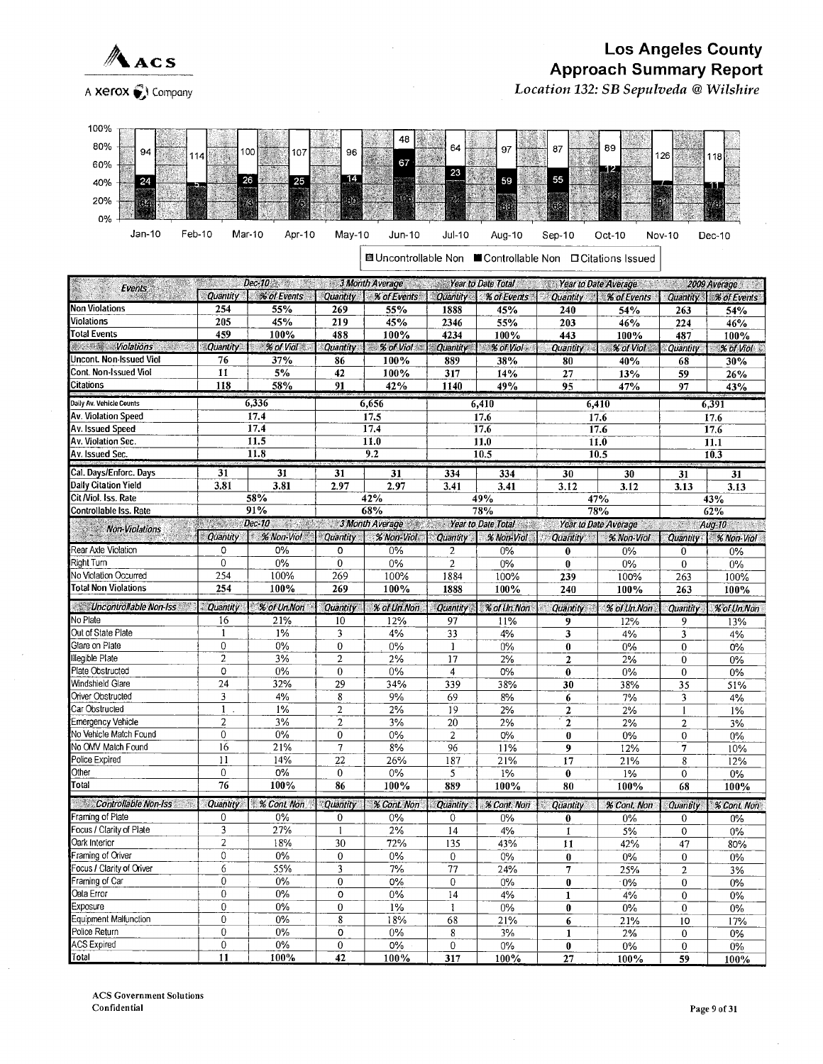# Los Angeles County
## Approach Summary Report
*Location 132: SB Sepulveda @ Wilshire*

| | Jan-10 | Feb-10 | Mar-10 | Apr-10 | May-10 | Jun-10 | Jul-10 | Aug-10 | Sep-10 | Oct-10 | Nov-10 | Dec-10 |
|---|---|---|---|---|---|---|---|---|---|---|---|---|
| Citations Issued | 94 | 114 | 100 | 107 | 96 | 48 | 64 | 97 | 87 | 89 | 126 | 118 |
| Controllable Non | 24 | 5 | 26 | 25 | 14 | 67 | 23 | 59 | 55 | 12 | 7 | 11 |
| Uncontrollable Non | 84 | 70 | 73 | 76 | 80 | 105 | 72 | 68 | 66 | 123 | 91 | 76 |

■ Uncontrollable Non ■ Controllable Non □ Citations Issued

| Events | Dec-10 | | 3 Month Average | | Year to Date Total | | Year to Date Average | | 2009 Average | |
|---|---|---|---|---|---|---|---|---|---|---|
| | Quantity | % of Events | Quantity | % of Events | Quantity | % of Events | Quantity | % of Events | Quantity | % of Events |
| Non Violations | 254 | 55% | 269 | 55% | 1888 | 45% | 240 | 54% | 263 | 54% |
| Violations | 205 | 45% | 219 | 45% | 2346 | 55% | 203 | 46% | 224 | 46% |
| Total Events | 459 | 100% | 488 | 100% | 4234 | 100% | 443 | 100% | 487 | 100% |
| **Violations** | Quantity | % of Viol | Quantity | % of Viol | Quantity | % of Viol | Quantity | % of Viol | Quantity | % of Viol |
| Uncont. Non-Issued Viol | 76 | 37% | 86 | 100% | 889 | 38% | 80 | 40% | 68 | 30% |
| Cont. Non-Issued Viol | 11 | 5% | 42 | 100% | 317 | 14% | 27 | 13% | 59 | 26% |
| Citations | 118 | 58% | 91 | 42% | 1140 | 49% | 95 | 47% | 97 | 43% |
| Daily Av. Vehicle Counts | 6,336 | | 6,656 | | 6,410 | | 6,410 | | 6,391 | |
| Av. Violation Speed | 17.4 | | 17.5 | | 17.6 | | 17.6 | | 17.6 | |
| Av. Issued Speed | 17.4 | | 17.4 | | 17.6 | | 17.6 | | 17.6 | |
| Av. Violation Sec. | 11.5 | | 11.0 | | 11.0 | | 11.0 | | 11.1 | |
| Av. Issued Sec. | 11.8 | | 9.2 | | 10.5 | | 10.5 | | 10.3 | |
| Cal. Days/Enforc. Days | 31 | 31 | 31 | 31 | 334 | 334 | 30 | 30 | 31 | 31 |
| Daily Citation Yield | 3.81 | 3.81 | 2.97 | 2.97 | 3.41 | 3.41 | 3.12 | 3.12 | 3.13 | 3.13 |
| Cit./Viol. Iss. Rate | 58% | | 42% | | 49% | | 47% | | 43% | |
| Controllable Iss. Rate | 91% | | 68% | | 78% | | 78% | | 62% | |

| Non-Violations | Dec-10 | | 3 Month Average | | Year to Date Total | | Year to Date Average | | Aug-10 | |
|---|---|---|---|---|---|---|---|---|---|---|
| | Quantity | % Non-Viol | Quantity | % Non-Viol | Quantity | % Non-Viol | Quantity | % Non-Viol | Quantity | % Non-Viol |
| Rear Axle Violation | 0 | 0% | 0 | 0% | 2 | 0% | 0 | 0% | 0 | 0% |
| Right Turn | 0 | 0% | 0 | 0% | 2 | 0% | 0 | 0% | 0 | 0% |
| No Violation Occurred | 254 | 100% | 269 | 100% | 1884 | 100% | 239 | 100% | 263 | 100% |
| Total Non Violations | 254 | 100% | 269 | 100% | 1888 | 100% | 240 | 100% | 263 | 100% |
| **Uncontrollable Non-Iss** | Quantity | % of Un.Non | Quantity | % of Un.Non | Quantity | % of Un.Non | Quantity | % of Un.Non | Quantity | % of Un.Non |
| No Plate | 16 | 21% | 10 | 12% | 97 | 11% | 9 | 12% | 9 | 13% |
| Out of State Plate | 1 | 1% | 3 | 4% | 33 | 4% | 3 | 4% | 3 | 4% |
| Glare on Plate | 0 | 0% | 0 | 0% | 1 | 0% | 0 | 0% | 0 | 0% |
| Illegible Plate | 2 | 3% | 2 | 2% | 17 | 2% | 2 | 2% | 0 | 0% |
| Plate Obstructed | 0 | 0% | 0 | 0% | 4 | 0% | 0 | 0% | 0 | 0% |
| Windshield Glare | 24 | 32% | 29 | 34% | 339 | 38% | 30 | 38% | 35 | 51% |
| Driver Obstructed | 3 | 4% | 8 | 9% | 69 | 8% | 6 | 7% | 3 | 4% |
| Car Obstructed | 1 | 1% | 2 | 2% | 19 | 2% | 2 | 2% | 1 | 1% |
| Emergency Vehicle | 2 | 3% | 2 | 3% | 20 | 2% | 2 | 2% | 2 | 3% |
| No Vehicle Match Found | 0 | 0% | 0 | 0% | 2 | 0% | 0 | 0% | 0 | 0% |
| No DMV Match Found | 16 | 21% | 7 | 8% | 96 | 11% | 9 | 12% | 7 | 10% |
| Police Expired | 11 | 14% | 22 | 26% | 187 | 21% | 17 | 21% | 8 | 12% |
| Other | 0 | 0% | 0 | 0% | 5 | 1% | 0 | 1% | 0 | 0% |
| Total | 76 | 100% | 86 | 100% | 889 | 100% | 80 | 100% | 68 | 100% |
| **Controllable Non-Iss** | Quantity | % Cont. Non | Quantity | % Cont. Non | Quantity | % Cont. Non | Quantity | % Cont. Non | Quantity | % Cont. Non |
| Framing of Plate | 0 | 0% | 0 | 0% | 0 | 0% | 0 | 0% | 0 | 0% |
| Focus / Clarity of Plate | 3 | 27% | 1 | 2% | 14 | 4% | 1 | 5% | 0 | 0% |
| Dark Interior | 2 | 18% | 30 | 72% | 135 | 43% | 11 | 42% | 47 | 80% |
| Framing of Driver | 0 | 0% | 0 | 0% | 0 | 0% | 0 | 0% | 0 | 0% |
| Focus / Clarity of Driver | 6 | 55% | 3 | 7% | 77 | 24% | 7 | 25% | 2 | 3% |
| Framing of Car | 0 | 0% | 0 | 0% | 0 | 0% | 0 | 0% | 0 | 0% |
| Data Error | 0 | 0% | 0 | 0% | 14 | 4% | 1 | 4% | 0 | 0% |
| Exposure | 0 | 0% | 0 | 1% | 1 | 0% | 0 | 0% | 0 | 0% |
| Equipment Malfunction | 0 | 0% | 8 | 18% | 68 | 21% | 6 | 21% | 10 | 17% |
| Police Return | 0 | 0% | 0 | 0% | 8 | 3% | 1 | 2% | 0 | 0% |
| ACS Expired | 0 | 0% | 0 | 0% | 0 | 0% | 0 | 0% | 0 | 0% |
| Total | 11 | 100% | 42 | 100% | 317 | 100% | 27 | 100% | 59 | 100% |

ACS Government Solutions
Confidential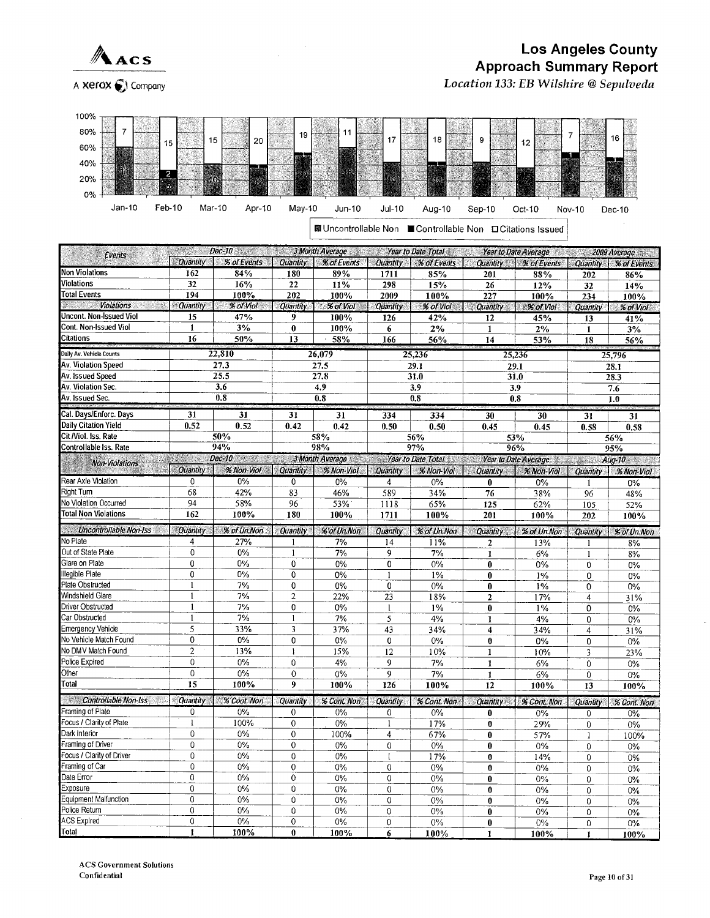# Los Angeles County
## Approach Summary Report
*Location 133: EB Wilshire @ Sepulveda*

| | Jan-10 | Feb-10 | Mar-10 | Apr-10 | May-10 | Jun-10 | Jul-10 | Aug-10 | Sep-10 | Oct-10 | Nov-10 | Dec-10 |
|---|---|---|---|---|---|---|---|---|---|---|---|---|
| Citations Issued | 7 | 15 | 15 | 20 | 19 | 11 | 17 | 18 | 9 | 12 | 7 | 16 |
| Controllable Non | | 2 | | | | | | | | | 1 | |
| Uncontrollable Non | 11 | 5 | 10 | 12 | 20 | 8 | 13 | 13 | | | 8 | 15 |

Uncontrollable Non ■Controllable Non □Citations Issued

| Events | Dec-10 | | 3 Month Average | | Year to Date Total | | Year to Date Average | | 2009 Average | |
|---|---|---|---|---|---|---|---|---|---|---|
| | Quantity | % of Events | Quantity | % of Events | Quantity | % of Events | Quantity | % of Events | Quantity | % of Events |
| Non Violations | 162 | 84% | 180 | 89% | 1711 | 85% | 201 | 88% | 202 | 86% |
| Violations | 32 | 16% | 22 | 11% | 298 | 15% | 26 | 12% | 32 | 14% |
| Total Events | 194 | 100% | 202 | 100% | 2009 | 100% | 227 | 100% | 234 | 100% |
| **Violations** | Quantity | % of Viol | Quantity | % of Viol | Quantity | % of Viol | Quantity | % of Viol | Quantity | % of Viol |
| Uncont. Non-Issued Viol | 15 | 47% | 9 | 100% | 126 | 42% | 12 | 45% | 13 | 41% |
| Cont. Non-Issued Viol | 1 | 3% | 0 | 100% | 6 | 2% | 1 | 2% | 1 | 3% |
| Citations | 16 | 50% | 13 | 58% | 166 | 56% | 14 | 53% | 18 | 56% |
| Daily Av. Vehicle Counts | 22,810 | | 26,079 | | 25,236 | | 25,236 | | 25,796 | |
| Av. Violation Speed | 27.3 | | 27.5 | | 29.1 | | 29.1 | | 28.1 | |
| Av. Issued Speed | 25.5 | | 27.8 | | 31.0 | | 31.0 | | 28.3 | |
| Av. Violation Sec. | 3.6 | | 4.9 | | 3.9 | | 3.9 | | 7.6 | |
| Av. Issued Sec. | 0.8 | | 0.8 | | 0.8 | | 0.8 | | 1.0 | |
| Cal. Days/Enforc. Days | 31 | 31 | 31 | 31 | 334 | 334 | 30 | 30 | 31 | 31 |
| Daily Citation Yield | 0.52 | 0.52 | 0.42 | 0.42 | 0.50 | 0.50 | 0.45 | 0.45 | 0.58 | 0.58 |
| Cit /Viol. Iss. Rate | 50% | | 58% | | 56% | | 53% | | 56% | |
| Controllable Iss. Rate | 94% | | 98% | | 97% | | 96% | | 95% | |

| Non-Violations | Dec-10 | | 3 Month Average | | Year to Date Total | | Year to Date Average | | Aug-10 | |
|---|---|---|---|---|---|---|---|---|---|---|
| | Quantity | % Non-Viol | Quantity | % Non-Viol | Quantity | % Non-Viol | Quantity | % Non-Viol | Quantity | % Non-Viol |
| Rear Axle Violation | 0 | 0% | 0 | 0% | 4 | 0% | 0 | 0% | 1 | 0% |
| Right Turn | 68 | 42% | 83 | 46% | 589 | 34% | 76 | 38% | 96 | 48% |
| No Violation Occurred | 94 | 58% | 96 | 53% | 1118 | 65% | 125 | 62% | 105 | 52% |
| Total Non Violations | 162 | 100% | 180 | 100% | 1711 | 100% | 201 | 100% | 202 | 100% |
| **Uncontrollable Non-Iss** | Quantity | % of Un.Non | Quantity | % of Un.Non | Quantity | % of Un.Non | Quantity | % of Un.Non | Quantity | % of Un.Non |
| No Plate | 4 | 27% | 1 | 7% | 14 | 11% | 2 | 13% | 1 | 8% |
| Out of State Plate | 0 | 0% | 1 | 7% | 9 | 7% | 1 | 6% | 1 | 8% |
| Glare on Plate | 0 | 0% | 0 | 0% | 0 | 0% | 0 | 0% | 0 | 0% |
| Illegible Plate | 0 | 0% | 0 | 0% | 1 | 1% | 0 | 1% | 0 | 0% |
| Plate Obstructed | 1 | 7% | 0 | 0% | 0 | 0% | 0 | 1% | 0 | 0% |
| Windshield Glare | 1 | 7% | 2 | 22% | 23 | 18% | 2 | 17% | 4 | 31% |
| Driver Obstructed | 1 | 7% | 0 | 0% | 1 | 1% | 0 | 1% | 0 | 0% |
| Car Obstructed | 1 | 7% | 1 | 7% | 5 | 4% | 1 | 4% | 0 | 0% |
| Emergency Vehicle | 5 | 33% | 3 | 37% | 43 | 34% | 4 | 34% | 4 | 31% |
| No Vehicle Match Found | 0 | 0% | 0 | 0% | 0 | 0% | 0 | 0% | 0 | 0% |
| No DMV Match Found | 2 | 13% | 1 | 15% | 12 | 10% | 1 | 10% | 3 | 23% |
| Police Expired | 0 | 0% | 0 | 4% | 9 | 7% | 1 | 6% | 0 | 0% |
| Other | 0 | 0% | 0 | 0% | 9 | 7% | 1 | 6% | 0 | 0% |
| Total | 15 | 100% | 9 | 100% | 126 | 100% | 12 | 100% | 13 | 100% |
| **Controllable Non-Iss** | Quantity | % Cont. Non | Quantity | % Cont. Non | Quantity | % Cont. Non | Quantity | % Cont. Non | Quantity | % Cont. Non |
| Framing of Plate | 0 | 0% | 0 | 0% | 0 | 0% | 0 | 0% | 0 | 0% |
| Focus / Clarity of Plate | 1 | 100% | 0 | 0% | 1 | 17% | 0 | 29% | 0 | 0% |
| Dark Interior | 0 | 0% | 0 | 100% | 4 | 67% | 0 | 57% | 1 | 100% |
| Framing of Driver | 0 | 0% | 0 | 0% | 0 | 0% | 0 | 0% | 0 | 0% |
| Focus / Clarity of Driver | 0 | 0% | 0 | 0% | 1 | 17% | 0 | 14% | 0 | 0% |
| Framing of Car | 0 | 0% | 0 | 0% | 0 | 0% | 0 | 0% | 0 | 0% |
| Data Error | 0 | 0% | 0 | 0% | 0 | 0% | 0 | 0% | 0 | 0% |
| Exposure | 0 | 0% | 0 | 0% | 0 | 0% | 0 | 0% | 0 | 0% |
| Equipment Malfunction | 0 | 0% | 0 | 0% | 0 | 0% | 0 | 0% | 0 | 0% |
| Police Return | 0 | 0% | 0 | 0% | 0 | 0% | 0 | 0% | 0 | 0% |
| ACS Expired | 0 | 0% | 0 | 0% | 0 | 0% | 0 | 0% | 0 | 0% |
| Total | 1 | 100% | 0 | 100% | 6 | 100% | 1 | 100% | 1 | 100% |

ACS Government Solutions
Confidential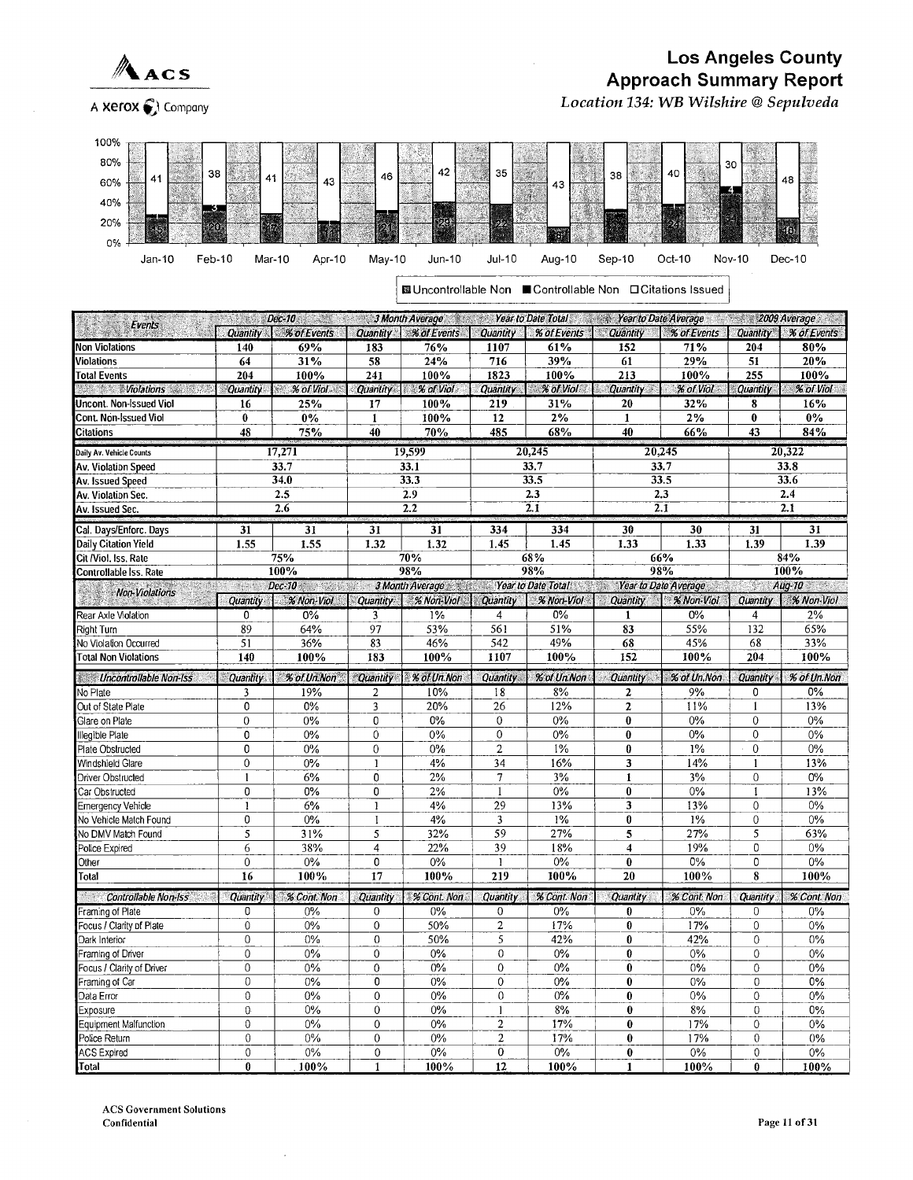# Los Angeles County
## Approach Summary Report
*Location 134: WB Wilshire @ Sepulveda*

ACS
A Xerox Company

| Month | Uncontrollable Non | Controllable Non | Citations Issued |
|---|---|---|---|
| Jan-10 | 15 | 1 | 41 |
| Feb-10 | 20 | 3 | 38 |
| Mar-10 | 17 | | 41 |
| Apr-10 | 11 | | 43 |
| May-10 | 21 | | 46 |
| Jun-10 | 29 | | 42 |
| Jul-10 | 22 | | 35 |
| Aug-10 | 8 | | 43 |
| Sep-10 | | | 38 |
| Oct-10 | 24 | | 40 |
| Nov-10 | 24 | 4 | 30 |
| Dec-10 | 16 | | 48 |

■ Uncontrollable Non ■ Controllable Non □ Citations Issued

| Events | Dec-10 | | 3 Month Average | | Year to Date Total | | Year to Date Average | | 2009 Average | |
|---|---|---|---|---|---|---|---|---|---|---|
| | Quantity | % of Events | Quantity | % of Events | Quantity | % of Events | Quantity | % of Events | Quantity | % of Events |
| Non Violations | 140 | 69% | 183 | 76% | 1107 | 61% | 152 | 71% | 204 | 80% |
| Violations | 64 | 31% | 58 | 24% | 716 | 39% | 61 | 29% | 51 | 20% |
| Total Events | 204 | 100% | 241 | 100% | 1823 | 100% | 213 | 100% | 255 | 100% |
| **Violations** | Quantity | % of Viol | Quantity | % of Viol | Quantity | % of Viol | Quantity | % of Viol | Quantity | % of Viol |
| Uncont. Non-Issued Viol | 16 | 25% | 17 | 100% | 219 | 31% | 20 | 32% | 8 | 16% |
| Cont. Non-Issued Viol | 0 | 0% | 1 | 100% | 12 | 2% | 1 | 2% | 0 | 0% |
| Citations | 48 | 75% | 40 | 70% | 485 | 68% | 40 | 66% | 43 | 84% |
| Daily Av. Vehicle Counts | 17,271 | | 19,599 | | 20,245 | | 20,245 | | 20,322 | |
| Av. Violation Speed | 33.7 | | 33.1 | | 33.7 | | 33.7 | | 33.8 | |
| Av. Issued Speed | 34.0 | | 33.3 | | 33.5 | | 33.5 | | 33.6 | |
| Av. Violation Sec. | 2.5 | | 2.9 | | 2.3 | | 2.3 | | 2.4 | |
| Av. Issued Sec. | 2.6 | | 2.2 | | 2.1 | | 2.1 | | 2.1 | |
| Cal. Days/Enforc. Days | 31 | 31 | 31 | 31 | 334 | 334 | 30 | 30 | 31 | 31 |
| Daily Citation Yield | 1.55 | 1.55 | 1.32 | 1.32 | 1.45 | 1.45 | 1.33 | 1.33 | 1.39 | 1.39 |
| Cit /Viol. Iss. Rate | 75% | | 70% | | 68% | | 66% | | 84% | |
| Controllable Iss. Rate | 100% | | 98% | | 98% | | 98% | | 100% | |

| Non-Violations | Dec-10 | | 3 Month Average | | Year to Date Total | | Year to Date Average | | Aug-10 | |
|---|---|---|---|---|---|---|---|---|---|---|
| | Quantity | % Non-Viol | Quantity | % Non-Viol | Quantity | % Non-Viol | Quantity | % Non-Viol | Quantity | % Non-Viol |
| Rear Axle Violation | 0 | 0% | 3 | 1% | 4 | 0% | 1 | 0% | 4 | 2% |
| Right Turn | 89 | 64% | 97 | 53% | 561 | 51% | 83 | 55% | 132 | 65% |
| No Violation Occurred | 51 | 36% | 83 | 46% | 542 | 49% | 68 | 45% | 68 | 33% |
| Total Non Violations | 140 | 100% | 183 | 100% | 1107 | 100% | 152 | 100% | 204 | 100% |
| **Uncontrollable Non-Iss** | Quantity | % of Un.Non | Quantity | % of Un.Non | Quantity | % of Un.Non | Quantity | % of Un.Non | Quantity | % of Un.Non |
| No Plate | 3 | 19% | 2 | 10% | 18 | 8% | 2 | 9% | 0 | 0% |
| Out of State Plate | 0 | 0% | 3 | 20% | 26 | 12% | 2 | 11% | 1 | 13% |
| Glare on Plate | 0 | 0% | 0 | 0% | 0 | 0% | 0 | 0% | 0 | 0% |
| Illegible Plate | 0 | 0% | 0 | 0% | 0 | 0% | 0 | 0% | 0 | 0% |
| Plate Obstructed | 0 | 0% | 0 | 0% | 2 | 1% | 0 | 1% | 0 | 0% |
| Windshield Glare | 0 | 0% | 1 | 4% | 34 | 16% | 3 | 14% | 1 | 13% |
| Driver Obstructed | 1 | 6% | 0 | 2% | 7 | 3% | 1 | 3% | 0 | 0% |
| Car Obstructed | 0 | 0% | 0 | 2% | 1 | 0% | 0 | 0% | 1 | 13% |
| Emergency Vehicle | 1 | 6% | 1 | 4% | 29 | 13% | 3 | 13% | 0 | 0% |
| No Vehicle Match Found | 0 | 0% | 1 | 4% | 3 | 1% | 0 | 1% | 0 | 0% |
| No DMV Match Found | 5 | 31% | 5 | 32% | 59 | 27% | 5 | 27% | 5 | 63% |
| Police Expired | 6 | 38% | 4 | 22% | 39 | 18% | 4 | 19% | 0 | 0% |
| Other | 0 | 0% | 0 | 0% | 1 | 0% | 0 | 0% | 0 | 0% |
| Total | 16 | 100% | 17 | 100% | 219 | 100% | 20 | 100% | 8 | 100% |
| **Controllable Non-Iss** | Quantity | % Cont. Non | Quantity | % Cont. Non | Quantity | % Cont. Non | Quantity | % Cont. Non | Quantity | % Cont. Non |
| Framing of Plate | 0 | 0% | 0 | 0% | 0 | 0% | 0 | 0% | 0 | 0% |
| Focus / Clarity of Plate | 0 | 0% | 0 | 50% | 2 | 17% | 0 | 17% | 0 | 0% |
| Dark Interior | 0 | 0% | 0 | 50% | 5 | 42% | 0 | 42% | 0 | 0% |
| Framing of Driver | 0 | 0% | 0 | 0% | 0 | 0% | 0 | 0% | 0 | 0% |
| Focus / Clarity of Driver | 0 | 0% | 0 | 0% | 0 | 0% | 0 | 0% | 0 | 0% |
| Framing of Car | 0 | 0% | 0 | 0% | 0 | 0% | 0 | 0% | 0 | 0% |
| Data Error | 0 | 0% | 0 | 0% | 0 | 0% | 0 | 0% | 0 | 0% |
| Exposure | 0 | 0% | 0 | 0% | 1 | 8% | 0 | 8% | 0 | 0% |
| Equipment Malfunction | 0 | 0% | 0 | 0% | 2 | 17% | 0 | 17% | 0 | 0% |
| Police Return | 0 | 0% | 0 | 0% | 2 | 17% | 0 | 17% | 0 | 0% |
| ACS Expired | 0 | 0% | 0 | 0% | 0 | 0% | 0 | 0% | 0 | 0% |
| Total | 0 | 100% | 1 | 100% | 12 | 100% | 1 | 100% | 0 | 100% |

ACS Government Solutions
Confidential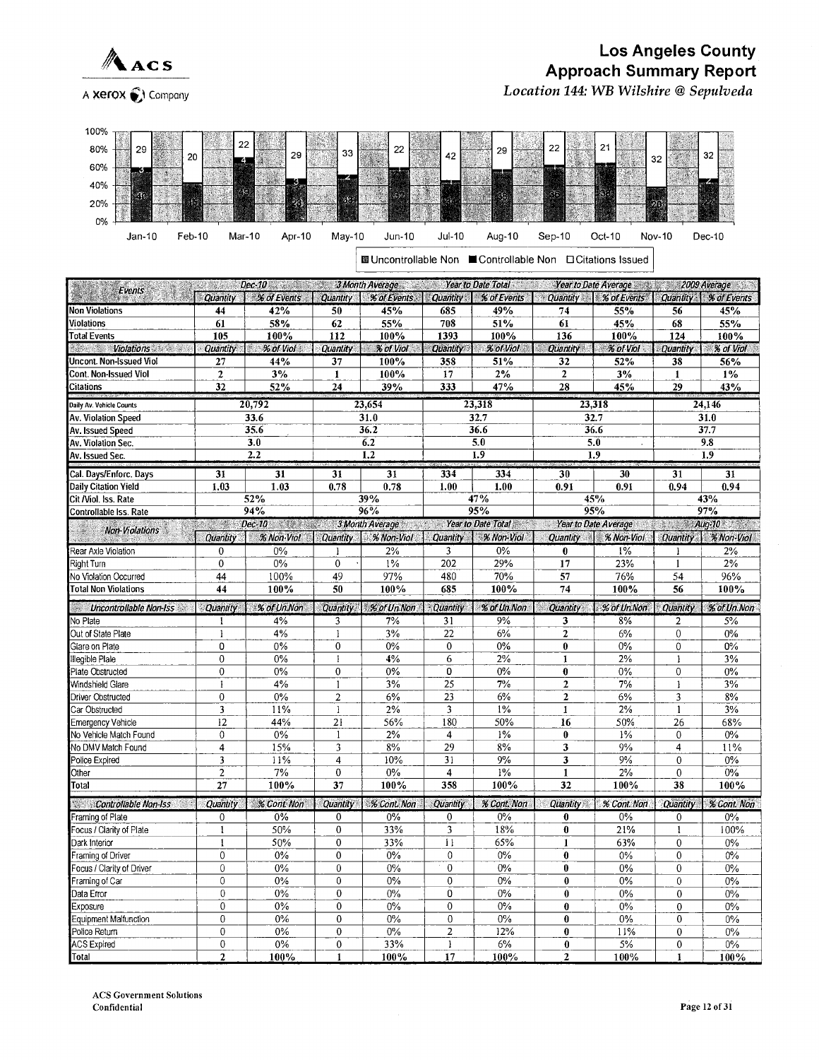# Los Angeles County
## Approach Summary Report
*Location 144: WB Wilshire @ Sepulveda*

| Month | Citations Issued | Controllable Non | Uncontrollable Non |
|---|---|---|---|
| Jan-10 | 29 | 3 | 36 |
| Feb-10 | 20 | | 15 |
| Mar-10 | 22 | 4 | 49 |
| Apr-10 | 29 | 3 | 23 |
| May-10 | 33 | 2 | 33 |
| Jun-10 | 22 | | 32 |
| Jul-10 | 42 | | 34 |
| Aug-10 | 29 | | 36 |
| Sep-10 | 22 | | 36 |
| Oct-10 | 21 | | 38 |
| Nov-10 | 32 | | 20 |
| Dec-10 | 32 | 2 | 27 |

| Events | Dec-10 Quantity | Dec-10 % of Events | 3 Month Average Quantity | 3 Month Average % of Events | Year to Date Total Quantity | Year to Date Total % of Events | Year to Date Average Quantity | Year to Date Average % of Events | 2009 Average Quantity | 2009 Average % of Events |
|---|---|---|---|---|---|---|---|---|---|---|
| Non Violations | 44 | 42% | 50 | 45% | 685 | 49% | 74 | 55% | 56 | 45% |
| Violations | 61 | 58% | 62 | 55% | 708 | 51% | 61 | 45% | 68 | 55% |
| Total Events | 105 | 100% | 112 | 100% | 1393 | 100% | 136 | 100% | 124 | 100% |
| **Violations** | **Quantity** | **% of Viol** | **Quantity** | **% of Viol** | **Quantity** | **% of Viol** | **Quantity** | **% of Viol** | **Quantity** | **% of Viol** |
| Uncont. Non-Issued Viol | 27 | 44% | 37 | 100% | 358 | 51% | 32 | 52% | 38 | 56% |
| Cont. Non-Issued Viol | 2 | 3% | 1 | 100% | 17 | 2% | 2 | 3% | 1 | 1% |
| Citations | 32 | 52% | 24 | 39% | 333 | 47% | 28 | 45% | 29 | 43% |
| Daily Av. Vehicle Counts | 20,792 | | 23,654 | | 23,318 | | 23,318 | | 24,146 | |
| Av. Violation Speed | 33.6 | | 31.0 | | 32.7 | | 32.7 | | 31.0 | |
| Av. Issued Speed | 35.6 | | 36.2 | | 36.6 | | 36.6 | | 37.7 | |
| Av. Violation Sec. | 3.0 | | 6.2 | | 5.0 | | 5.0 | | 9.8 | |
| Av. Issued Sec. | 2.2 | | 1.2 | | 1.9 | | 1.9 | | 1.9 | |
| Cal. Days/Enforc. Days | 31 | 31 | 31 | 31 | 334 | 334 | 30 | 30 | 31 | 31 |
| Daily Citation Yield | 1.03 | 1.03 | 0.78 | 0.78 | 1.00 | 1.00 | 0.91 | 0.91 | 0.94 | 0.94 |
| Cit /Viol. Iss. Rate | 52% | | 39% | | 47% | | 45% | | 43% | |
| Controllable Iss. Rate | 94% | | 96% | | 95% | | 95% | | 97% | |

| Non-Violations | Dec-10 Quantity | Dec-10 % Non-Viol | 3 Month Average Quantity | 3 Month Average % Non-Viol | Year to Date Total Quantity | Year to Date Total % Non-Viol | Year to Date Average Quantity | Year to Date Average % Non-Viol | Aug-10 Quantity | Aug-10 % Non-Viol |
|---|---|---|---|---|---|---|---|---|---|---|
| Rear Axle Violation | 0 | 0% | 1 | 2% | 3 | 0% | 0 | 1% | 1 | 2% |
| Right Turn | 0 | 0% | 0 | 1% | 202 | 29% | 17 | 23% | 1 | 2% |
| No Violation Occurred | 44 | 100% | 49 | 97% | 480 | 70% | 57 | 76% | 54 | 96% |
| Total Non Violations | 44 | 100% | 50 | 100% | 685 | 100% | 74 | 100% | 56 | 100% |
| **Uncontrollable Non-Iss** | **Quantity** | **% of Un.Non** | **Quantity** | **% of Un.Non** | **Quantity** | **% of Un.Non** | **Quantity** | **% of Un.Non** | **Quantity** | **% of Un.Non** |
| No Plate | 1 | 4% | 3 | 7% | 31 | 9% | 3 | 8% | 2 | 5% |
| Out of State Plate | 1 | 4% | 1 | 3% | 22 | 6% | 2 | 6% | 0 | 0% |
| Glare on Plate | 0 | 0% | 0 | 0% | 0 | 0% | 0 | 0% | 0 | 0% |
| Illegible Plate | 0 | 0% | 1 | 4% | 6 | 2% | 1 | 2% | 1 | 3% |
| Plate Obstructed | 0 | 0% | 0 | 0% | 0 | 0% | 0 | 0% | 0 | 0% |
| Windshield Glare | 1 | 4% | 1 | 3% | 25 | 7% | 2 | 7% | 1 | 3% |
| Driver Obstructed | 0 | 0% | 2 | 6% | 23 | 6% | 2 | 6% | 3 | 8% |
| Car Obstructed | 3 | 11% | 1 | 2% | 3 | 1% | 1 | 2% | 1 | 3% |
| Emergency Vehicle | 12 | 44% | 21 | 56% | 180 | 50% | 16 | 50% | 26 | 68% |
| No Vehicle Match Found | 0 | 0% | 1 | 2% | 4 | 1% | 0 | 1% | 0 | 0% |
| No DMV Match Found | 4 | 15% | 3 | 8% | 29 | 8% | 3 | 9% | 4 | 11% |
| Police Expired | 3 | 11% | 4 | 10% | 31 | 9% | 3 | 9% | 0 | 0% |
| Other | 2 | 7% | 0 | 0% | 4 | 1% | 1 | 2% | 0 | 0% |
| Total | 27 | 100% | 37 | 100% | 358 | 100% | 32 | 100% | 38 | 100% |
| **Controllable Non-Iss** | **Quantity** | **% Cont. Non** | **Quantity** | **% Cont. Non** | **Quantity** | **% Cont. Non** | **Quantity** | **% Cont. Non** | **Quantity** | **% Cont. Non** |
| Framing of Plate | 0 | 0% | 0 | 0% | 0 | 0% | 0 | 0% | 0 | 0% |
| Focus / Clarity of Plate | 1 | 50% | 0 | 33% | 3 | 18% | 0 | 21% | 1 | 100% |
| Dark Interior | 1 | 50% | 0 | 33% | 11 | 65% | 1 | 63% | 0 | 0% |
| Framing of Driver | 0 | 0% | 0 | 0% | 0 | 0% | 0 | 0% | 0 | 0% |
| Focus / Clarity of Driver | 0 | 0% | 0 | 0% | 0 | 0% | 0 | 0% | 0 | 0% |
| Framing of Car | 0 | 0% | 0 | 0% | 0 | 0% | 0 | 0% | 0 | 0% |
| Data Error | 0 | 0% | 0 | 0% | 0 | 0% | 0 | 0% | 0 | 0% |
| Exposure | 0 | 0% | 0 | 0% | 0 | 0% | 0 | 0% | 0 | 0% |
| Equipment Malfunction | 0 | 0% | 0 | 0% | 0 | 0% | 0 | 0% | 0 | 0% |
| Police Return | 0 | 0% | 0 | 0% | 2 | 12% | 0 | 11% | 0 | 0% |
| ACS Expired | 0 | 0% | 0 | 33% | 1 | 6% | 0 | 5% | 0 | 0% |
| Total | 2 | 100% | 1 | 100% | 17 | 100% | 2 | 100% | 1 | 100% |

ACS Government Solutions
Confidential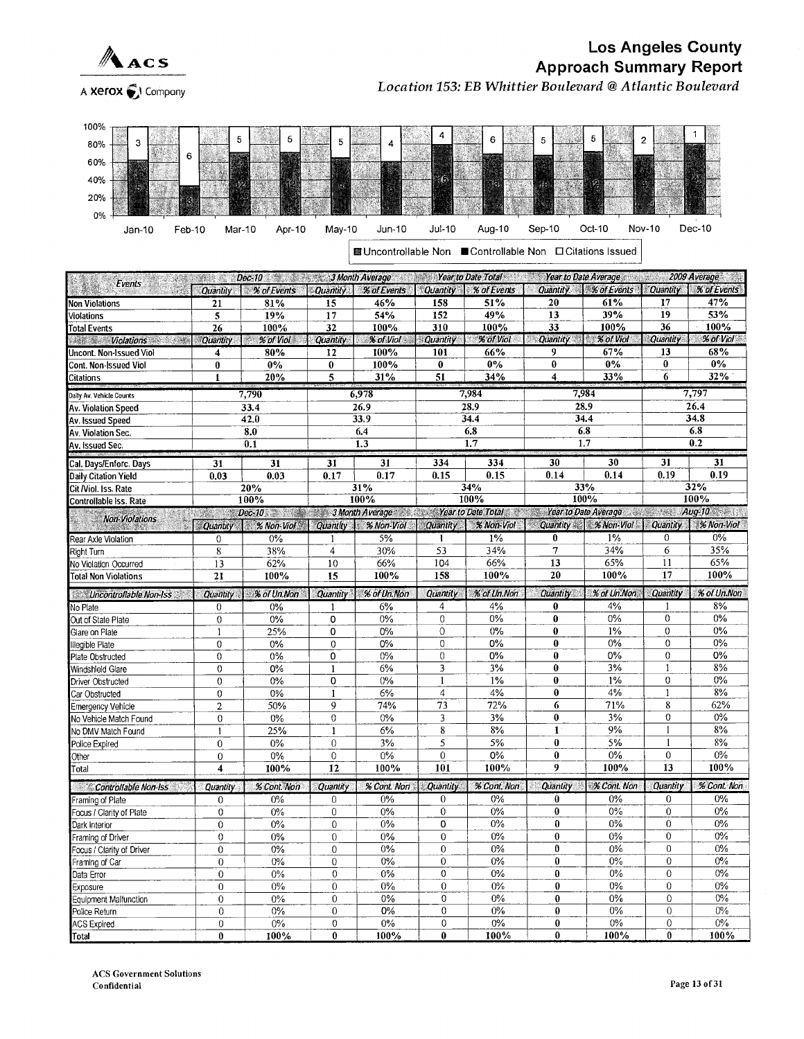# Los Angeles County Approach Summary Report

*Location 153: EB Whittier Boulevard @ Atlantic Boulevard*

| | Jan-10 | Feb-10 | Mar-10 | Apr-10 | May-10 | Jun-10 | Jul-10 | Aug-10 | Sep-10 | Oct-10 | Nov-10 | Dec-10 |
|---|---|---|---|---|---|---|---|---|---|---|---|---|
| Citations Issued | 3 | 6 | 5 | 5 | 5 | 4 | 4 | 6 | 5 | 5 | 2 | 1 |

Legend: Uncontrollable Non, Controllable Non, Citations Issued

| Events | Dec-10 | | 3 Month Average | | Year to Date Total | | Year to Date Average | | 2009 Average | |
|---|---|---|---|---|---|---|---|---|---|---|
| | Quantity | % of Events | Quantity | % of Events | Quantity | % of Events | Quantity | % of Events | Quantity | % of Events |
| Non Violations | 21 | 81% | 15 | 46% | 158 | 51% | 20 | 61% | 17 | 47% |
| Violations | 5 | 19% | 17 | 54% | 152 | 49% | 13 | 39% | 19 | 53% |
| Total Events | 26 | 100% | 32 | 100% | 310 | 100% | 33 | 100% | 36 | 100% |
| **Violations** | Quantity | % of Viol | Quantity | % of Viol | Quantity | % of Viol | Quantity | % of Viol | Quantity | % of Viol |
| Uncont. Non-Issued Viol | 4 | 80% | 12 | 100% | 101 | 66% | 9 | 67% | 13 | 68% |
| Cont. Non-Issued Viol | 0 | 0% | 0 | 100% | 0 | 0% | 0 | 0% | 0 | 0% |
| Citations | 1 | 20% | 5 | 31% | 51 | 34% | 4 | 33% | 6 | 32% |
| Daily Av. Vehicle Counts | 7,790 | | 6,978 | | 7,984 | | 7,984 | | 7,797 | |
| Av. Violation Speed | 33.4 | | 26.9 | | 28.9 | | 28.9 | | 26.4 | |
| Av. Issued Speed | 42.0 | | 33.9 | | 34.4 | | 34.4 | | 34.8 | |
| Av. Violation Sec. | 8.0 | | 6.4 | | 6.8 | | 6.8 | | 6.8 | |
| Av. Issued Sec. | 0.1 | | 1.3 | | 1.7 | | 1.7 | | 0.2 | |
| Cal. Days/Enforc. Days | 31 | 31 | 31 | 31 | 334 | 334 | 30 | 30 | 31 | 31 |
| Daily Citation Yield | 0.03 | 0.03 | 0.17 | 0.17 | 0.15 | 0.15 | 0.14 | 0.14 | 0.19 | 0.19 |
| Cit /Viol. Iss. Rate | 20% | | 31% | | 34% | | 33% | | 32% | |
| Controllable Iss. Rate | 100% | | 100% | | 100% | | 100% | | 100% | |

| Non-Violations | Dec-10 | | 3 Month Average | | Year to Date Total | | Year to Date Average | | Aug-10 | |
|---|---|---|---|---|---|---|---|---|---|---|
| | Quantity | % Non-Viol | Quantity | % Non-Viol | Quantity | % Non-Viol | Quantity | % Non-Viol | Quantity | % Non-Viol |
| Rear Axle Violation | 0 | 0% | 1 | 5% | 1 | 1% | 0 | 1% | 0 | 0% |
| Right Turn | 8 | 38% | 4 | 30% | 53 | 34% | 7 | 34% | 6 | 35% |
| No Violation Occurred | 13 | 62% | 10 | 66% | 104 | 66% | 13 | 65% | 11 | 65% |
| Total Non Violations | 21 | 100% | 15 | 100% | 158 | 100% | 20 | 100% | 17 | 100% |
| **Uncontrollable Non-Iss** | Quantity | % of Un.Non | Quantity | % of Un.Non | Quantity | % of Un.Non | Quantity | % of Un.Non | Quantity | % of Un.Non |
| No Plate | 0 | 0% | 1 | 6% | 4 | 4% | 0 | 4% | 1 | 8% |
| Out of State Plate | 0 | 0% | 0 | 0% | 0 | 0% | 0 | 0% | 0 | 0% |
| Glare on Plate | 1 | 25% | 0 | 0% | 0 | 0% | 0 | 1% | 0 | 0% |
| Illegible Plate | 0 | 0% | 0 | 0% | 0 | 0% | 0 | 0% | 0 | 0% |
| Plate Obstructed | 0 | 0% | 0 | 0% | 0 | 0% | 0 | 0% | 0 | 0% |
| Windshield Glare | 0 | 0% | 1 | 6% | 3 | 3% | 0 | 3% | 1 | 8% |
| Driver Obstructed | 0 | 0% | 0 | 0% | 1 | 1% | 0 | 1% | 0 | 0% |
| Car Obstructed | 0 | 0% | 1 | 6% | 4 | 4% | 0 | 4% | 1 | 8% |
| Emergency Vehicle | 2 | 50% | 9 | 74% | 73 | 72% | 6 | 71% | 8 | 62% |
| No Vehicle Match Found | 0 | 0% | 0 | 0% | 3 | 3% | 0 | 3% | 0 | 0% |
| No DMV Match Found | 1 | 25% | 1 | 6% | 8 | 8% | 1 | 9% | 1 | 8% |
| Police Expired | 0 | 0% | 0 | 3% | 5 | 5% | 0 | 5% | 1 | 8% |
| Other | 0 | 0% | 0 | 0% | 0 | 0% | 0 | 0% | 0 | 0% |
| Total | 4 | 100% | 12 | 100% | 101 | 100% | 9 | 100% | 13 | 100% |
| **Controllable Non-Iss** | Quantity | % Cont. Non | Quantity | % Cont. Non | Quantity | % Cont. Non | Quantity | % Cont. Non | Quantity | % Cont. Non |
| Framing of Plate | 0 | 0% | 0 | 0% | 0 | 0% | 0 | 0% | 0 | 0% |
| Focus / Clarity of Plate | 0 | 0% | 0 | 0% | 0 | 0% | 0 | 0% | 0 | 0% |
| Dark Interior | 0 | 0% | 0 | 0% | 0 | 0% | 0 | 0% | 0 | 0% |
| Framing of Driver | 0 | 0% | 0 | 0% | 0 | 0% | 0 | 0% | 0 | 0% |
| Focus / Clarity of Driver | 0 | 0% | 0 | 0% | 0 | 0% | 0 | 0% | 0 | 0% |
| Framing of Car | 0 | 0% | 0 | 0% | 0 | 0% | 0 | 0% | 0 | 0% |
| Data Error | 0 | 0% | 0 | 0% | 0 | 0% | 0 | 0% | 0 | 0% |
| Exposure | 0 | 0% | 0 | 0% | 0 | 0% | 0 | 0% | 0 | 0% |
| Equipment Malfunction | 0 | 0% | 0 | 0% | 0 | 0% | 0 | 0% | 0 | 0% |
| Police Return | 0 | 0% | 0 | 0% | 0 | 0% | 0 | 0% | 0 | 0% |
| ACS Expired | 0 | 0% | 0 | 0% | 0 | 0% | 0 | 0% | 0 | 0% |
| Total | 0 | 100% | 0 | 100% | 0 | 100% | 0 | 100% | 0 | 100% |

ACS Government Solutions
Confidential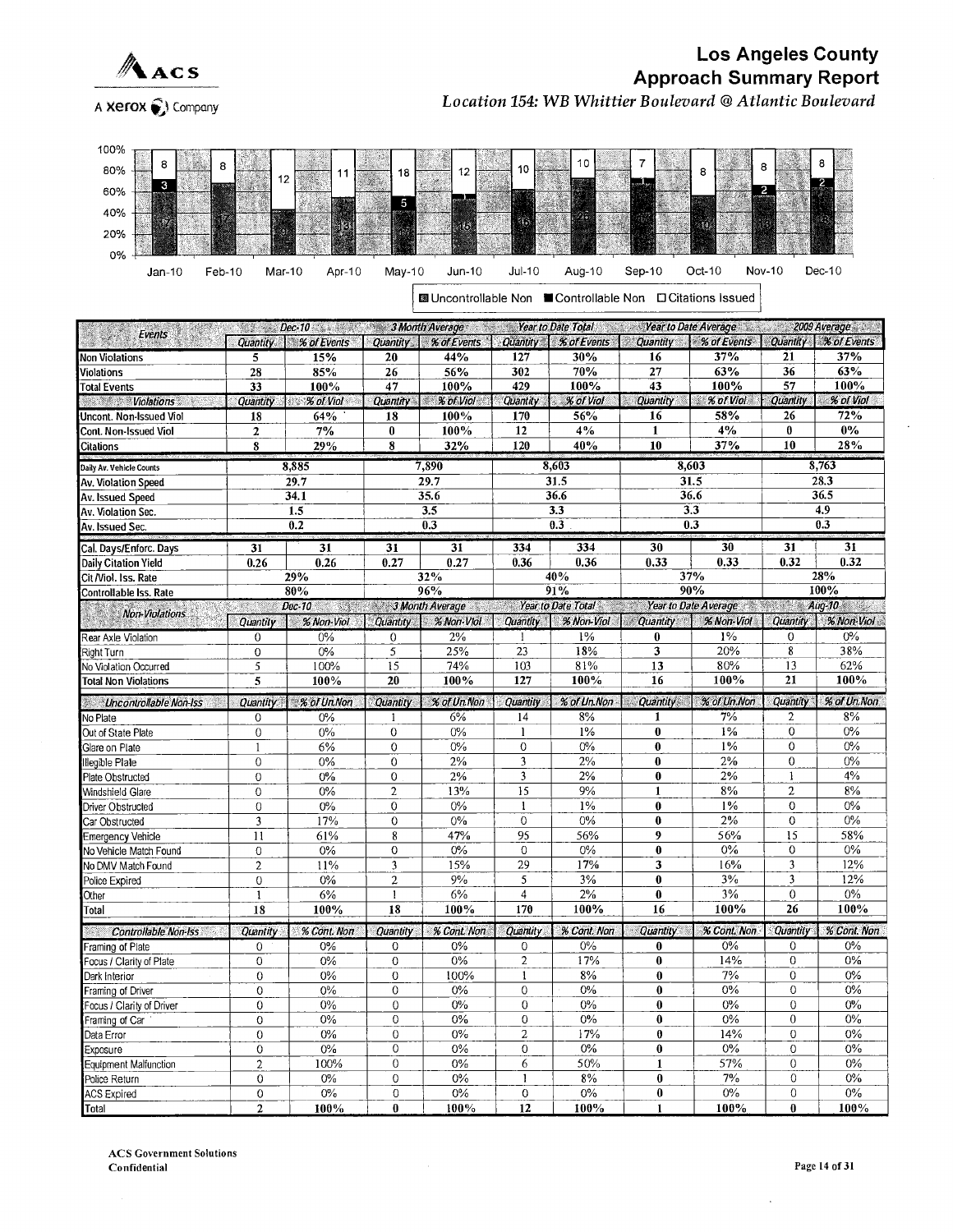# Los Angeles County
## Approach Summary Report

*Location 154: WB Whittier Boulevard @ Atlantic Boulevard*

100%
80%
60%
40%
20%
0%

Jan-10 Feb-10 Mar-10 Apr-10 May-10 Jun-10 Jul-10 Aug-10 Sep-10 Oct-10 Nov-10 Dec-10

8 3 17 | 8 17 | 12 9 | 11 18 | 18 5 17 | 12 15 | 10 16 | 10 26 | 7 1 | 8 10 | 8 2 18 | 8 2 18

Uncontrollable Non ■ Controllable Non □ Citations Issued

| Events | Dec-10 | | 3 Month Average | | Year to Date Total | | Year to Date Average | | 2009 Average | |
|---|---|---|---|---|---|---|---|---|---|---|
| | Quantity | % of Events | Quantity | % of Events | Quantity | % of Events | Quantity | % of Events | Quantity | % of Events |
| Non Violations | 5 | 15% | 20 | 44% | 127 | 30% | 16 | 37% | 21 | 37% |
| Violations | 28 | 85% | 26 | 56% | 302 | 70% | 27 | 63% | 36 | 63% |
| Total Events | 33 | 100% | 47 | 100% | 429 | 100% | 43 | 100% | 57 | 100% |
| Violations | Quantity | % of Viol | Quantity | % of Viol | Quantity | % of Viol | Quantity | % of Viol | Quantity | % of Viol |
| Uncont. Non-Issued Viol | 18 | 64% | 18 | 100% | 170 | 56% | 16 | 58% | 26 | 72% |
| Cont. Non-Issued Viol | 2 | 7% | 0 | 100% | 12 | 4% | 1 | 4% | 0 | 0% |
| Citations | 8 | 29% | 8 | 32% | 120 | 40% | 10 | 37% | 10 | 28% |
| Daily Av. Vehicle Counts | 8,885 | | 7,890 | | 8,603 | | 8,603 | | 8,763 | |
| Av. Violation Speed | 29.7 | | 29.7 | | 31.5 | | 31.5 | | 28.3 | |
| Av. Issued Speed | 34.1 | | 35.6 | | 36.6 | | 36.6 | | 36.5 | |
| Av. Violation Sec. | 1.5 | | 3.5 | | 3.3 | | 3.3 | | 4.9 | |
| Av. Issued Sec. | 0.2 | | 0.3 | | 0.3 | | 0.3 | | 0.3 | |
| Cal. Days/Enforc. Days | 31 | 31 | 31 | 31 | 334 | 334 | 30 | 30 | 31 | 31 |
| Daily Citation Yield | 0.26 | 0.26 | 0.27 | 0.27 | 0.36 | 0.36 | 0.33 | 0.33 | 0.32 | 0.32 |
| Cit./Viol. Iss. Rate | 29% | | 32% | | 40% | | 37% | | 28% | |
| Controllable Iss. Rate | 80% | | 96% | | 91% | | 90% | | 100% | |

| Non-Violations | Dec-10 | | 3 Month Average | | Year to Date Total | | Year to Date Average | | Aug-10 | |
|---|---|---|---|---|---|---|---|---|---|---|
| | Quantity | % Non-Viol | Quantity | % Non-Viol | Quantity | % Non-Viol | Quantity | % Non-Viol | Quantity | % Non-Viol |
| Rear Axle Violation | 0 | 0% | 0 | 2% | 1 | 1% | 0 | 1% | 0 | 0% |
| Right Turn | 0 | 0% | 5 | 25% | 23 | 18% | 3 | 20% | 8 | 38% |
| No Violation Occurred | 5 | 100% | 15 | 74% | 103 | 81% | 13 | 80% | 13 | 62% |
| Total Non Violations | 5 | 100% | 20 | 100% | 127 | 100% | 16 | 100% | 21 | 100% |

| Uncontrollable Non-Iss | Quantity | % of Un.Non | Quantity | % of Un.Non | Quantity | % of Un.Non | Quantity | % of Un.Non | Quantity | % of Un.Non |
|---|---|---|---|---|---|---|---|---|---|---|
| No Plate | 0 | 0% | 1 | 6% | 14 | 8% | 1 | 7% | 2 | 8% |
| Out of State Plate | 0 | 0% | 0 | 0% | 1 | 1% | 0 | 1% | 0 | 0% |
| Glare on Plate | 1 | 6% | 0 | 0% | 0 | 0% | 0 | 1% | 0 | 0% |
| Illegible Plate | 0 | 0% | 0 | 2% | 3 | 2% | 0 | 2% | 0 | 0% |
| Plate Obstructed | 0 | 0% | 0 | 2% | 3 | 2% | 0 | 2% | 1 | 4% |
| Windshield Glare | 0 | 0% | 2 | 13% | 15 | 9% | 1 | 8% | 2 | 8% |
| Driver Obstructed | 0 | 0% | 0 | 0% | 1 | 1% | 0 | 1% | 0 | 0% |
| Car Obstructed | 3 | 17% | 0 | 0% | 0 | 0% | 0 | 2% | 0 | 0% |
| Emergency Vehicle | 11 | 61% | 8 | 47% | 95 | 56% | 9 | 56% | 15 | 58% |
| No Vehicle Match Found | 0 | 0% | 0 | 0% | 0 | 0% | 0 | 0% | 0 | 0% |
| No DMV Match Found | 2 | 11% | 3 | 15% | 29 | 17% | 3 | 16% | 3 | 12% |
| Police Expired | 0 | 0% | 2 | 9% | 5 | 3% | 0 | 3% | 3 | 12% |
| Other | 1 | 6% | 1 | 6% | 4 | 2% | 0 | 3% | 0 | 0% |
| Total | 18 | 100% | 18 | 100% | 170 | 100% | 16 | 100% | 26 | 100% |

| Controllable Non-Iss | Quantity | % Cont. Non | Quantity | % Cont. Non | Quantity | % Cont. Non | Quantity | % Cont. Non | Quantity | % Cont. Non |
|---|---|---|---|---|---|---|---|---|---|---|
| Framing of Plate | 0 | 0% | 0 | 0% | 0 | 0% | 0 | 0% | 0 | 0% |
| Focus / Clarity of Plate | 0 | 0% | 0 | 0% | 2 | 17% | 0 | 14% | 0 | 0% |
| Dark Interior | 0 | 0% | 0 | 100% | 1 | 8% | 0 | 7% | 0 | 0% |
| Framing of Driver | 0 | 0% | 0 | 0% | 0 | 0% | 0 | 0% | 0 | 0% |
| Focus / Clarity of Driver | 0 | 0% | 0 | 0% | 0 | 0% | 0 | 0% | 0 | 0% |
| Framing of Car | 0 | 0% | 0 | 0% | 0 | 0% | 0 | 0% | 0 | 0% |
| Data Error | 0 | 0% | 0 | 0% | 2 | 17% | 0 | 14% | 0 | 0% |
| Exposure | 0 | 0% | 0 | 0% | 0 | 0% | 0 | 0% | 0 | 0% |
| Equipment Malfunction | 2 | 100% | 0 | 0% | 6 | 50% | 1 | 57% | 0 | 0% |
| Police Return | 0 | 0% | 0 | 0% | 1 | 8% | 0 | 7% | 0 | 0% |
| ACS Expired | 0 | 0% | 0 | 0% | 0 | 0% | 0 | 0% | 0 | 0% |
| Total | 2 | 100% | 0 | 100% | 12 | 100% | 1 | 100% | 0 | 100% |

ACS Government Solutions
Confidential